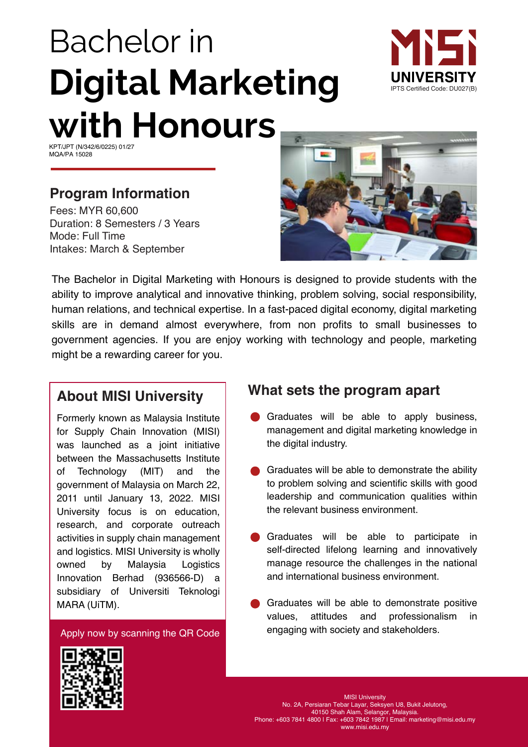# Bachelor in **Digital Marketing with Honours**

MiSi UNIVERSITY
IPTS Certified Code: DU027(B)

KPT/JPT (N/342/6/0225) 01/27
MQA/PA 15028

## Program Information

Fees: MYR 60,600
Duration: 8 Semesters / 3 Years
Mode: Full Time
Intakes: March & September

The Bachelor in Digital Marketing with Honours is designed to provide students with the ability to improve analytical and innovative thinking, problem solving, social responsibility, human relations, and technical expertise. In a fast-paced digital economy, digital marketing skills are in demand almost everywhere, from non profits to small businesses to government agencies. If you are enjoy working with technology and people, marketing might be a rewarding career for you.

## About MISI University

Formerly known as Malaysia Institute for Supply Chain Innovation (MISI) was launched as a joint initiative between the Massachusetts Institute of Technology (MIT) and the government of Malaysia on March 22, 2011 until January 13, 2022. MISI University focus is on education, research, and corporate outreach activities in supply chain management and logistics. MISI University is wholly owned by Malaysia Logistics Innovation Berhad (936566-D) a subsidiary of Universiti Teknologi MARA (UiTM).

Apply now by scanning the QR Code

## What sets the program apart

- Graduates will be able to apply business, management and digital marketing knowledge in the digital industry.
- Graduates will be able to demonstrate the ability to problem solving and scientific skills with good leadership and communication qualities within the relevant business environment.
- Graduates will be able to participate in self-directed lifelong learning and innovatively manage resource the challenges in the national and international business environment.
- Graduates will be able to demonstrate positive values, attitudes and professionalism in engaging with society and stakeholders.

MISI University
No. 2A, Persiaran Tebar Layar, Seksyen U8, Bukit Jelutong,
40150 Shah Alam, Selangor, Malaysia.
Phone: +603 7841 4800 I Fax: +603 7842 1987 I Email: marketing@misi.edu.my
www.misi.edu.my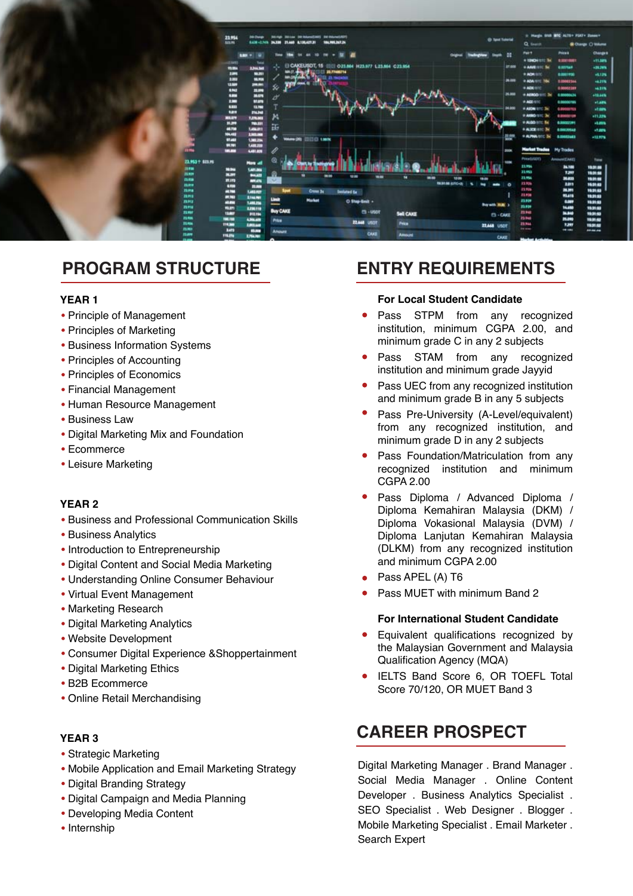## PROGRAM STRUCTURE

### YEAR 1

- Principle of Management
- Principles of Marketing
- Business Information Systems
- Principles of Accounting
- Principles of Economics
- Financial Management
- Human Resource Management
- Business Law
- Digital Marketing Mix and Foundation
- Ecommerce
- Leisure Marketing

### YEAR 2

- Business and Professional Communication Skills
- Business Analytics
- Introduction to Entrepreneurship
- Digital Content and Social Media Marketing
- Understanding Online Consumer Behaviour
- Virtual Event Management
- Marketing Research
- Digital Marketing Analytics
- Website Development
- Consumer Digital Experience &Shoppertainment
- Digital Marketing Ethics
- B2B Ecommerce
- Online Retail Merchandising

### YEAR 3

- Strategic Marketing
- Mobile Application and Email Marketing Strategy
- Digital Branding Strategy
- Digital Campaign and Media Planning
- Developing Media Content
- Internship

## ENTRY REQUIREMENTS

**For Local Student Candidate**

- Pass STPM from any recognized institution, minimum CGPA 2.00, and minimum grade C in any 2 subjects
- Pass STAM from any recognized institution and minimum grade Jayyid
- Pass UEC from any recognized institution and minimum grade B in any 5 subjects
- Pass Pre-University (A-Level/equivalent) from any recognized institution, and minimum grade D in any 2 subjects
- Pass Foundation/Matriculation from any recognized institution and minimum CGPA 2.00
- Pass Diploma / Advanced Diploma / Diploma Kemahiran Malaysia (DKM) / Diploma Vokasional Malaysia (DVM) / Diploma Lanjutan Kemahiran Malaysia (DLKM) from any recognized institution and minimum CGPA 2.00
- Pass APEL (A) T6
- Pass MUET with minimum Band 2

**For International Student Candidate**

- Equivalent qualifications recognized by the Malaysian Government and Malaysia Qualification Agency (MQA)
- IELTS Band Score 6, OR TOEFL Total Score 70/120, OR MUET Band 3

## CAREER PROSPECT

Digital Marketing Manager . Brand Manager . Social Media Manager . Online Content Developer . Business Analytics Specialist . SEO Specialist . Web Designer . Blogger . Mobile Marketing Specialist . Email Marketer . Search Expert